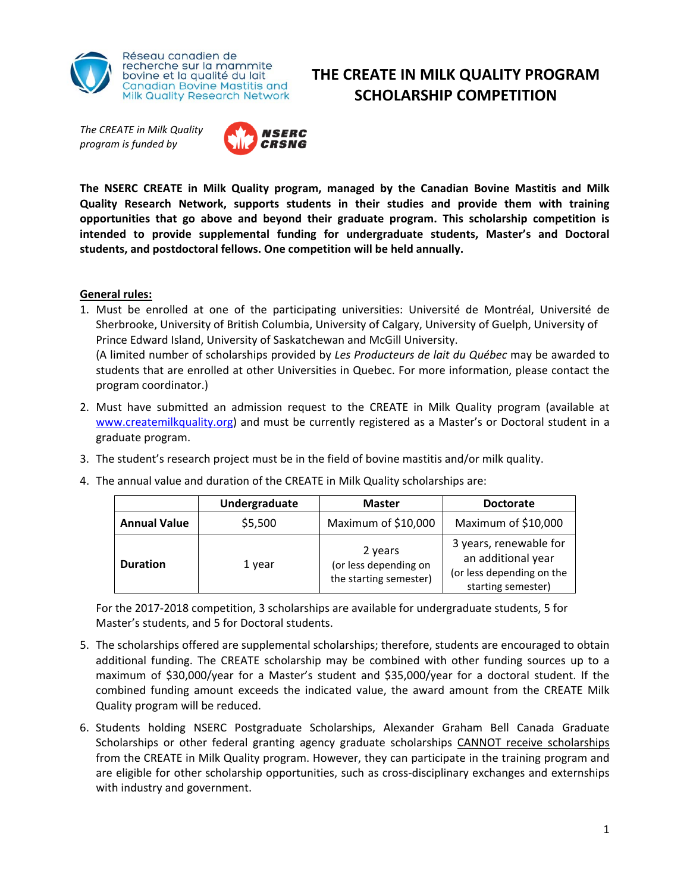Réseau canadien de recherche sur la mammite bovine et la qualité du lait
Canadian Bovine Mastitis and Milk Quality Research Network

# THE CREATE IN MILK QUALITY PROGRAM SCHOLARSHIP COMPETITION

*The CREATE in Milk Quality program is funded by* NSERC CRSNG

**The NSERC CREATE in Milk Quality program, managed by the Canadian Bovine Mastitis and Milk Quality Research Network, supports students in their studies and provide them with training opportunities that go above and beyond their graduate program. This scholarship competition is intended to provide supplemental funding for undergraduate students, Master's and Doctoral students, and postdoctoral fellows. One competition will be held annually.**

## General rules:

1. Must be enrolled at one of the participating universities: Université de Montréal, Université de Sherbrooke, University of British Columbia, University of Calgary, University of Guelph, University of Prince Edward Island, University of Saskatchewan and McGill University.
   (A limited number of scholarships provided by *Les Producteurs de lait du Québec* may be awarded to students that are enrolled at other Universities in Quebec. For more information, please contact the program coordinator.)

2. Must have submitted an admission request to the CREATE in Milk Quality program (available at www.createmilkquality.org) and must be currently registered as a Master's or Doctoral student in a graduate program.

3. The student's research project must be in the field of bovine mastitis and/or milk quality.

4. The annual value and duration of the CREATE in Milk Quality scholarships are:

| | Undergraduate | Master | Doctorate |
|---|---|---|---|
| **Annual Value** | $5,500 | Maximum of $10,000 | Maximum of $10,000 |
| **Duration** | 1 year | 2 years (or less depending on the starting semester) | 3 years, renewable for an additional year (or less depending on the starting semester) |

   For the 2017-2018 competition, 3 scholarships are available for undergraduate students, 5 for Master's students, and 5 for Doctoral students.

5. The scholarships offered are supplemental scholarships; therefore, students are encouraged to obtain additional funding. The CREATE scholarship may be combined with other funding sources up to a maximum of $30,000/year for a Master's student and $35,000/year for a doctoral student. If the combined funding amount exceeds the indicated value, the award amount from the CREATE Milk Quality program will be reduced.

6. Students holding NSERC Postgraduate Scholarships, Alexander Graham Bell Canada Graduate Scholarships or other federal granting agency graduate scholarships CANNOT receive scholarships from the CREATE in Milk Quality program. However, they can participate in the training program and are eligible for other scholarship opportunities, such as cross-disciplinary exchanges and externships with industry and government.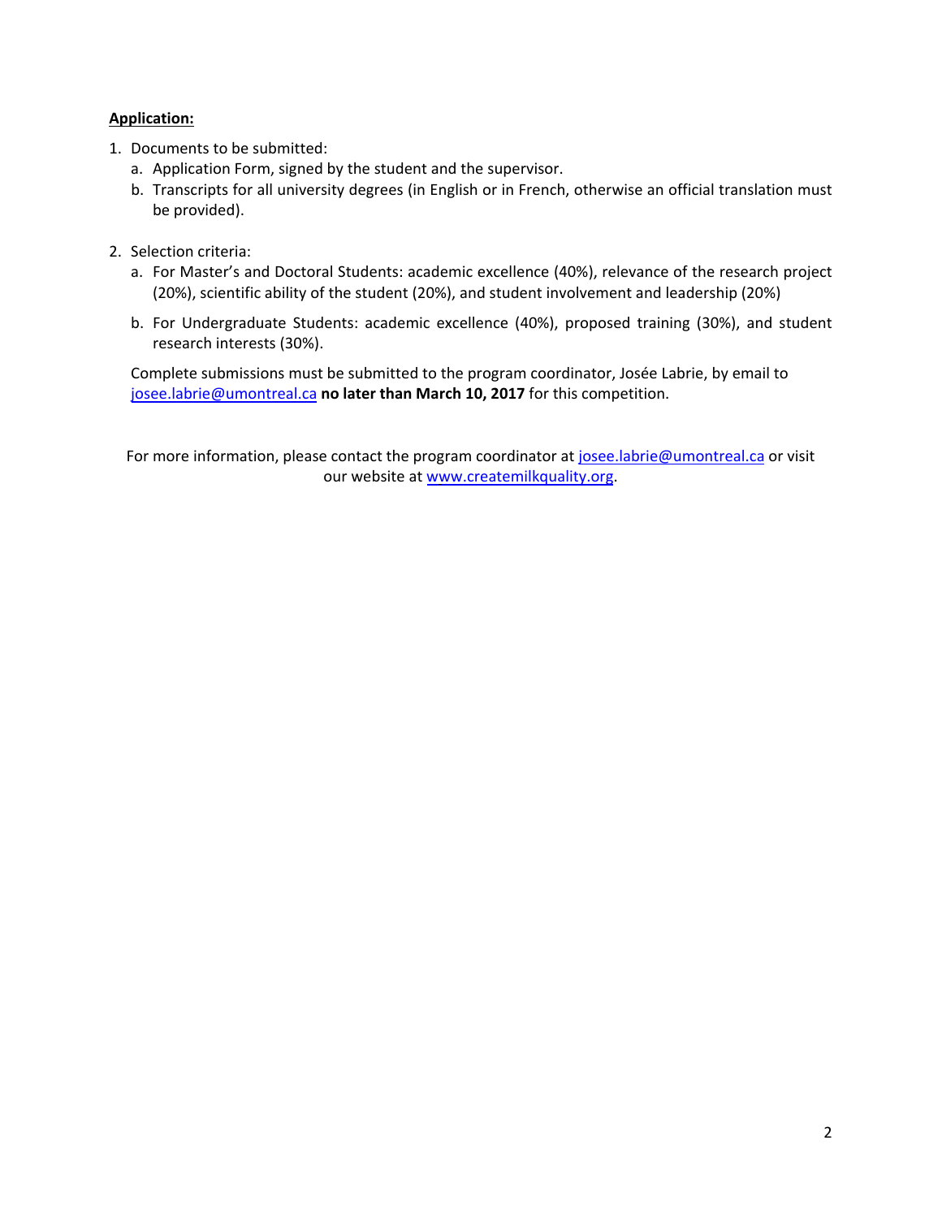**Application:**

1. Documents to be submitted:
   a. Application Form, signed by the student and the supervisor.
   b. Transcripts for all university degrees (in English or in French, otherwise an official translation must be provided).

2. Selection criteria:
   a. For Master's and Doctoral Students: academic excellence (40%), relevance of the research project (20%), scientific ability of the student (20%), and student involvement and leadership (20%)

   b. For Undergraduate Students: academic excellence (40%), proposed training (30%), and student research interests (30%).

   Complete submissions must be submitted to the program coordinator, Josée Labrie, by email to josee.labrie@umontreal.ca **no later than March 10, 2017** for this competition.

For more information, please contact the program coordinator at josee.labrie@umontreal.ca or visit our website at www.createmilkquality.org.